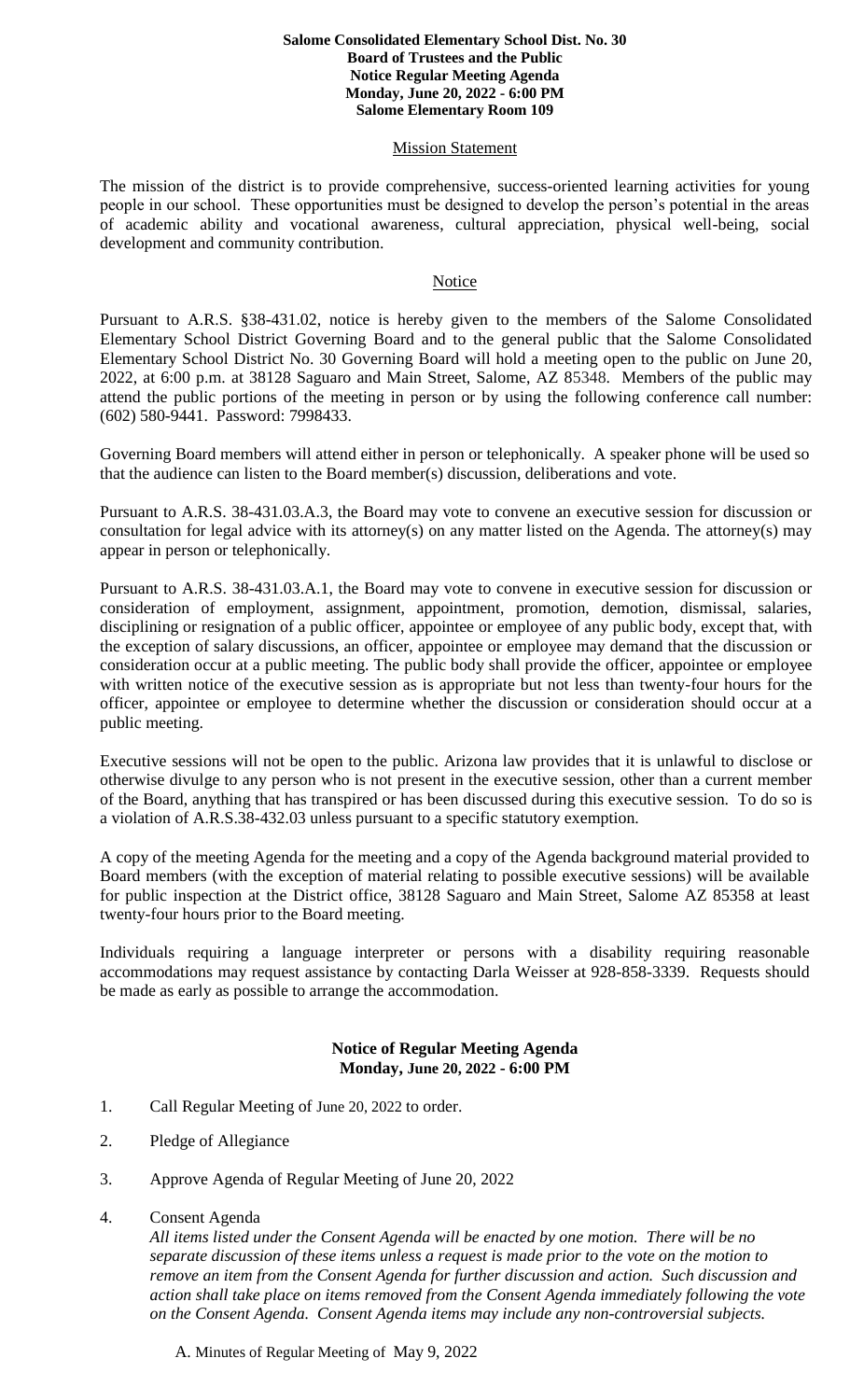**Salome Consolidated Elementary School Dist. No. 30**
**Board of Trustees and the Public**
**Notice Regular Meeting Agenda**
**Monday, June 20, 2022 - 6:00 PM**
**Salome Elementary Room 109**

## Mission Statement

The mission of the district is to provide comprehensive, success-oriented learning activities for young people in our school. These opportunities must be designed to develop the person's potential in the areas of academic ability and vocational awareness, cultural appreciation, physical well-being, social development and community contribution.

## Notice

Pursuant to A.R.S. §38-431.02, notice is hereby given to the members of the Salome Consolidated Elementary School District Governing Board and to the general public that the Salome Consolidated Elementary School District No. 30 Governing Board will hold a meeting open to the public on June 20, 2022, at 6:00 p.m. at 38128 Saguaro and Main Street, Salome, AZ 85348. Members of the public may attend the public portions of the meeting in person or by using the following conference call number: (602) 580-9441. Password: 7998433.

Governing Board members will attend either in person or telephonically. A speaker phone will be used so that the audience can listen to the Board member(s) discussion, deliberations and vote.

Pursuant to A.R.S. 38-431.03.A.3, the Board may vote to convene an executive session for discussion or consultation for legal advice with its attorney(s) on any matter listed on the Agenda. The attorney(s) may appear in person or telephonically.

Pursuant to A.R.S. 38-431.03.A.1, the Board may vote to convene in executive session for discussion or consideration of employment, assignment, appointment, promotion, demotion, dismissal, salaries, disciplining or resignation of a public officer, appointee or employee of any public body, except that, with the exception of salary discussions, an officer, appointee or employee may demand that the discussion or consideration occur at a public meeting. The public body shall provide the officer, appointee or employee with written notice of the executive session as is appropriate but not less than twenty-four hours for the officer, appointee or employee to determine whether the discussion or consideration should occur at a public meeting.

Executive sessions will not be open to the public. Arizona law provides that it is unlawful to disclose or otherwise divulge to any person who is not present in the executive session, other than a current member of the Board, anything that has transpired or has been discussed during this executive session. To do so is a violation of A.R.S.38-432.03 unless pursuant to a specific statutory exemption.

A copy of the meeting Agenda for the meeting and a copy of the Agenda background material provided to Board members (with the exception of material relating to possible executive sessions) will be available for public inspection at the District office, 38128 Saguaro and Main Street, Salome AZ 85358 at least twenty-four hours prior to the Board meeting.

Individuals requiring a language interpreter or persons with a disability requiring reasonable accommodations may request assistance by contacting Darla Weisser at 928-858-3339. Requests should be made as early as possible to arrange the accommodation.

**Notice of Regular Meeting Agenda**
**Monday, June 20, 2022 - 6:00 PM**

1. Call Regular Meeting of June 20, 2022 to order.

2. Pledge of Allegiance

3. Approve Agenda of Regular Meeting of June 20, 2022

4. Consent Agenda

   *All items listed under the Consent Agenda will be enacted by one motion. There will be no separate discussion of these items unless a request is made prior to the vote on the motion to remove an item from the Consent Agenda for further discussion and action. Such discussion and action shall take place on items removed from the Consent Agenda immediately following the vote on the Consent Agenda. Consent Agenda items may include any non-controversial subjects.*

   A. Minutes of Regular Meeting of May 9, 2022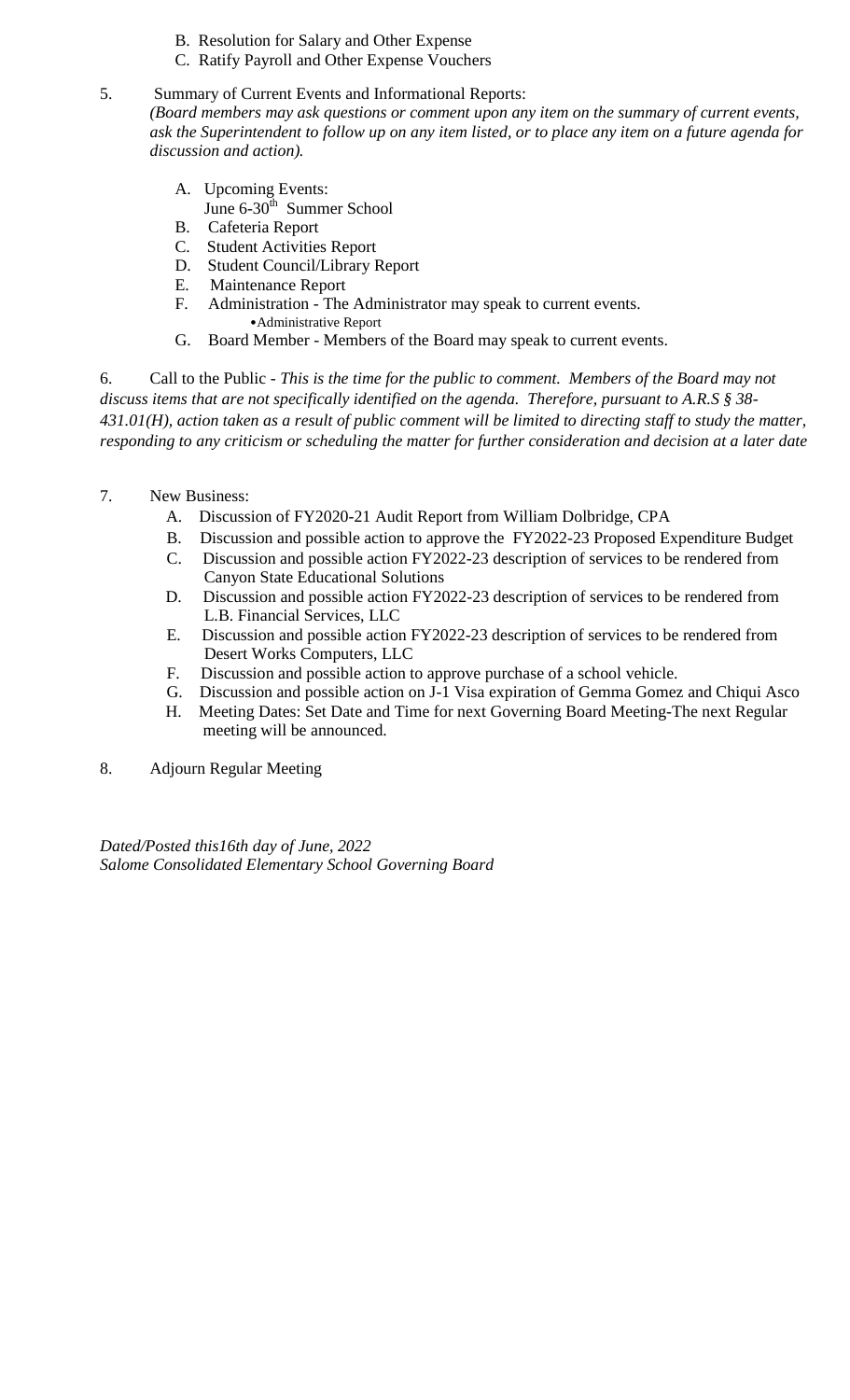B. Resolution for Salary and Other Expense
C. Ratify Payroll and Other Expense Vouchers

5. Summary of Current Events and Informational Reports:
*(Board members may ask questions or comment upon any item on the summary of current events, ask the Superintendent to follow up on any item listed, or to place any item on a future agenda for discussion and action).*

A. Upcoming Events:
June 6-30th Summer School
B. Cafeteria Report
C. Student Activities Report
D. Student Council/Library Report
E. Maintenance Report
F. Administration - The Administrator may speak to current events.
 • Administrative Report
G. Board Member - Members of the Board may speak to current events.

6. Call to the Public - *This is the time for the public to comment. Members of the Board may not discuss items that are not specifically identified on the agenda. Therefore, pursuant to A.R.S § 38-431.01(H), action taken as a result of public comment will be limited to directing staff to study the matter, responding to any criticism or scheduling the matter for further consideration and decision at a later date*

7. New Business:
A. Discussion of FY2020-21 Audit Report from William Dolbridge, CPA
B. Discussion and possible action to approve the FY2022-23 Proposed Expenditure Budget
C. Discussion and possible action FY2022-23 description of services to be rendered from Canyon State Educational Solutions
D. Discussion and possible action FY2022-23 description of services to be rendered from L.B. Financial Services, LLC
E. Discussion and possible action FY2022-23 description of services to be rendered from Desert Works Computers, LLC
F. Discussion and possible action to approve purchase of a school vehicle.
G. Discussion and possible action on J-1 Visa expiration of Gemma Gomez and Chiqui Asco
H. Meeting Dates: Set Date and Time for next Governing Board Meeting-The next Regular meeting will be announced.

8. Adjourn Regular Meeting

*Dated/Posted this16th day of June, 2022*
*Salome Consolidated Elementary School Governing Board*